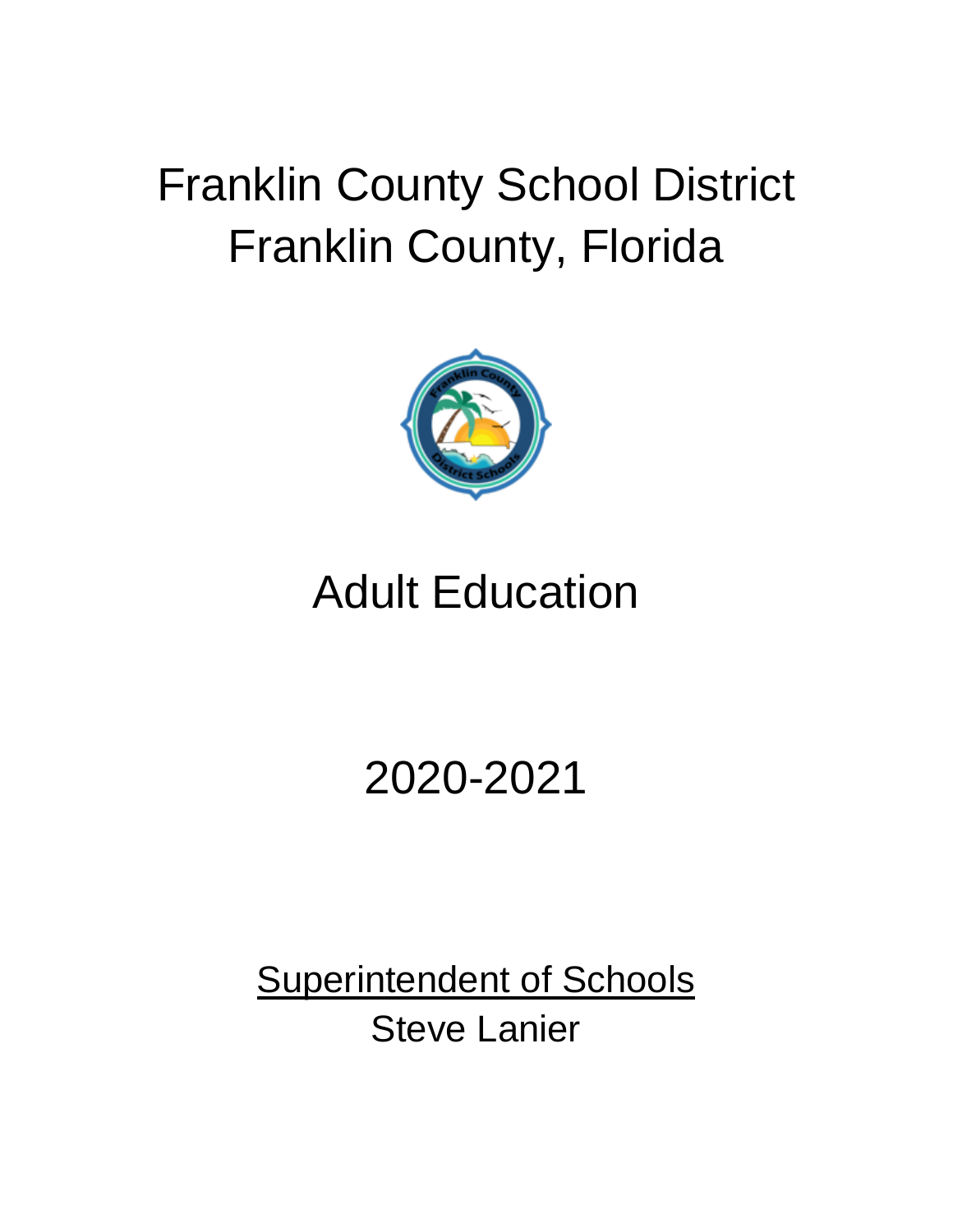# Franklin County School District
# Franklin County, Florida

# Adult Education

# 2020-2021

<u>Superintendent of Schools</u>

Steve Lanier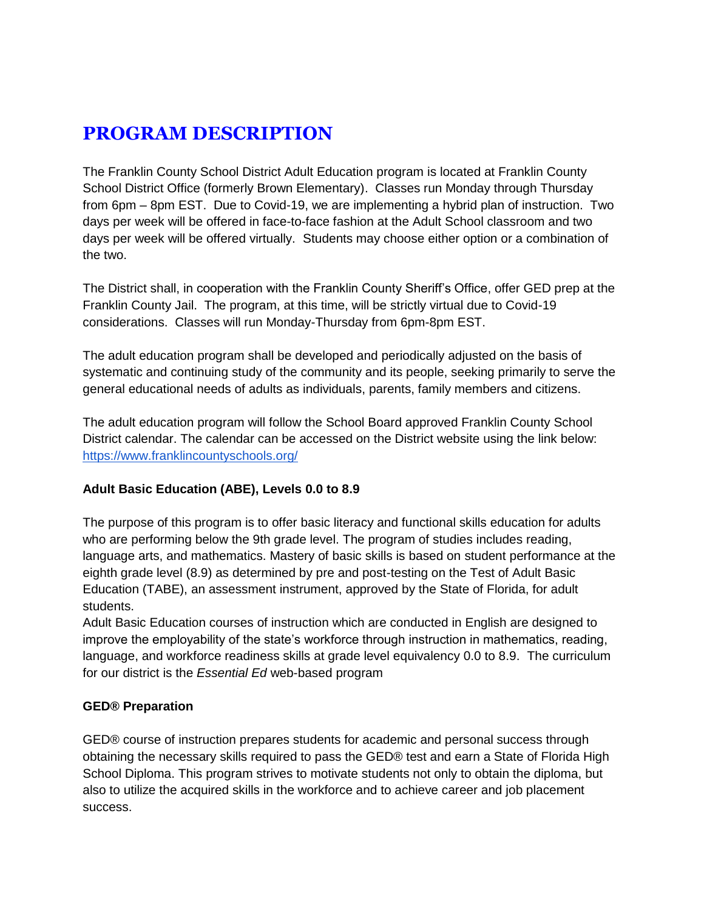# PROGRAM DESCRIPTION

The Franklin County School District Adult Education program is located at Franklin County School District Office (formerly Brown Elementary). Classes run Monday through Thursday from 6pm – 8pm EST. Due to Covid-19, we are implementing a hybrid plan of instruction. Two days per week will be offered in face-to-face fashion at the Adult School classroom and two days per week will be offered virtually. Students may choose either option or a combination of the two.

The District shall, in cooperation with the Franklin County Sheriff's Office, offer GED prep at the Franklin County Jail. The program, at this time, will be strictly virtual due to Covid-19 considerations. Classes will run Monday-Thursday from 6pm-8pm EST.

The adult education program shall be developed and periodically adjusted on the basis of systematic and continuing study of the community and its people, seeking primarily to serve the general educational needs of adults as individuals, parents, family members and citizens.

The adult education program will follow the School Board approved Franklin County School District calendar. The calendar can be accessed on the District website using the link below: [https://www.franklincountyschools.org/](https://www.franklincountyschools.org/)

**Adult Basic Education (ABE), Levels 0.0 to 8.9**

The purpose of this program is to offer basic literacy and functional skills education for adults who are performing below the 9th grade level. The program of studies includes reading, language arts, and mathematics. Mastery of basic skills is based on student performance at the eighth grade level (8.9) as determined by pre and post-testing on the Test of Adult Basic Education (TABE), an assessment instrument, approved by the State of Florida, for adult students.

Adult Basic Education courses of instruction which are conducted in English are designed to improve the employability of the state's workforce through instruction in mathematics, reading, language, and workforce readiness skills at grade level equivalency 0.0 to 8.9. The curriculum for our district is the *Essential Ed* web-based program

**GED® Preparation**

GED® course of instruction prepares students for academic and personal success through obtaining the necessary skills required to pass the GED® test and earn a State of Florida High School Diploma. This program strives to motivate students not only to obtain the diploma, but also to utilize the acquired skills in the workforce and to achieve career and job placement success.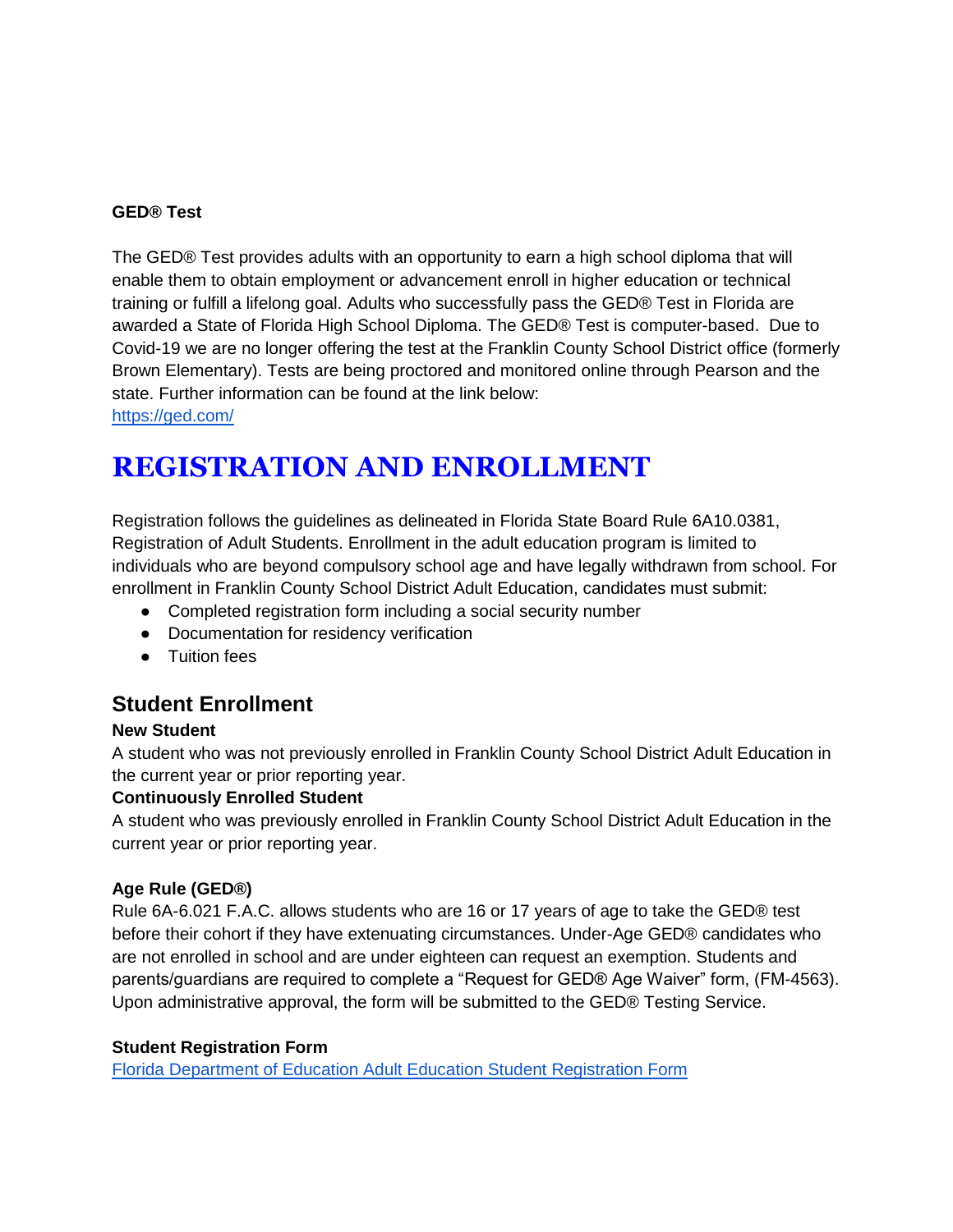**GED® Test**

The GED® Test provides adults with an opportunity to earn a high school diploma that will enable them to obtain employment or advancement enroll in higher education or technical training or fulfill a lifelong goal. Adults who successfully pass the GED® Test in Florida are awarded a State of Florida High School Diploma. The GED® Test is computer-based. Due to Covid-19 we are no longer offering the test at the Franklin County School District office (formerly Brown Elementary). Tests are being proctored and monitored online through Pearson and the state. Further information can be found at the link below:
https://ged.com/

# REGISTRATION AND ENROLLMENT

Registration follows the guidelines as delineated in Florida State Board Rule 6A10.0381, Registration of Adult Students. Enrollment in the adult education program is limited to individuals who are beyond compulsory school age and have legally withdrawn from school. For enrollment in Franklin County School District Adult Education, candidates must submit:

- Completed registration form including a social security number
- Documentation for residency verification
- Tuition fees

## Student Enrollment

**New Student**
A student who was not previously enrolled in Franklin County School District Adult Education in the current year or prior reporting year.

**Continuously Enrolled Student**
A student who was previously enrolled in Franklin County School District Adult Education in the current year or prior reporting year.

**Age Rule (GED®)**
Rule 6A-6.021 F.A.C. allows students who are 16 or 17 years of age to take the GED® test before their cohort if they have extenuating circumstances. Under-Age GED® candidates who are not enrolled in school and are under eighteen can request an exemption. Students and parents/guardians are required to complete a "Request for GED® Age Waiver" form, (FM-4563). Upon administrative approval, the form will be submitted to the GED® Testing Service.

**Student Registration Form**
Florida Department of Education Adult Education Student Registration Form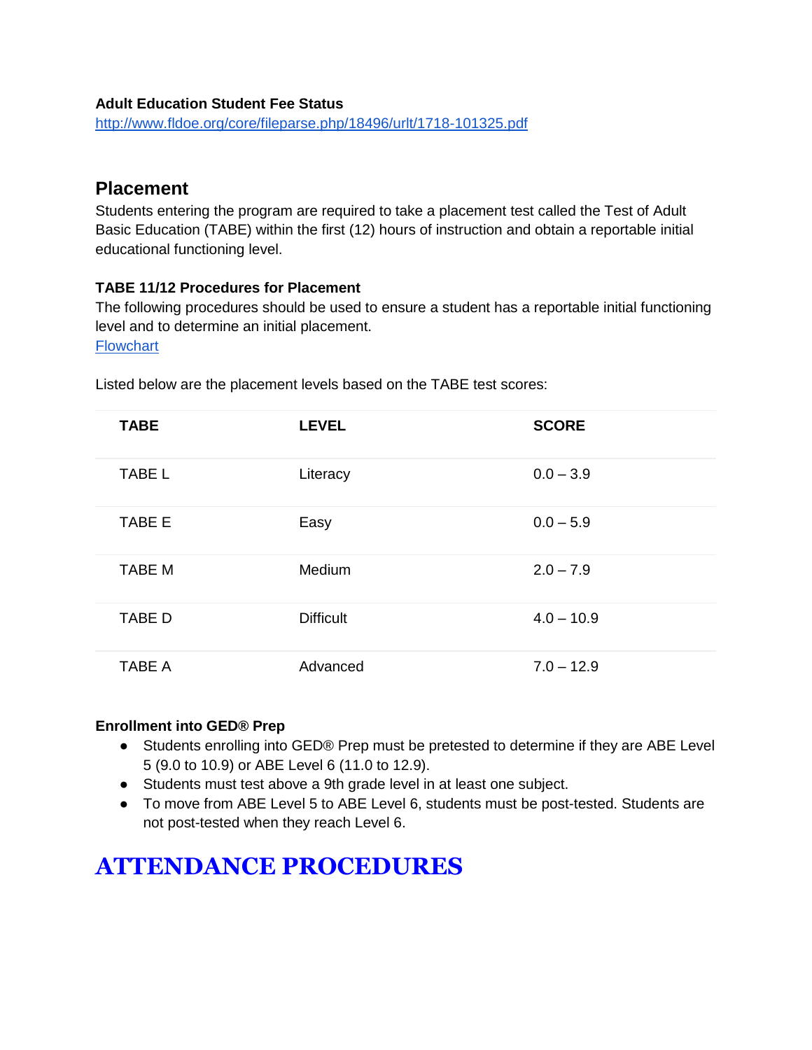**Adult Education Student Fee Status**
[http://www.fldoe.org/core/fileparse.php/18496/urlt/1718-101325.pdf](http://www.fldoe.org/core/fileparse.php/18496/urlt/1718-101325.pdf)

## Placement

Students entering the program are required to take a placement test called the Test of Adult Basic Education (TABE) within the first (12) hours of instruction and obtain a reportable initial educational functioning level.

**TABE 11/12 Procedures for Placement**

The following procedures should be used to ensure a student has a reportable initial functioning level and to determine an initial placement.
[Flowchart]()

Listed below are the placement levels based on the TABE test scores:

| TABE | LEVEL | SCORE |
|---|---|---|
| TABE L | Literacy | 0.0 – 3.9 |
| TABE E | Easy | 0.0 – 5.9 |
| TABE M | Medium | 2.0 – 7.9 |
| TABE D | Difficult | 4.0 – 10.9 |
| TABE A | Advanced | 7.0 – 12.9 |

**Enrollment into GED® Prep**

- Students enrolling into GED® Prep must be pretested to determine if they are ABE Level 5 (9.0 to 10.9) or ABE Level 6 (11.0 to 12.9).
- Students must test above a 9th grade level in at least one subject.
- To move from ABE Level 5 to ABE Level 6, students must be post-tested. Students are not post-tested when they reach Level 6.

# ATTENDANCE PROCEDURES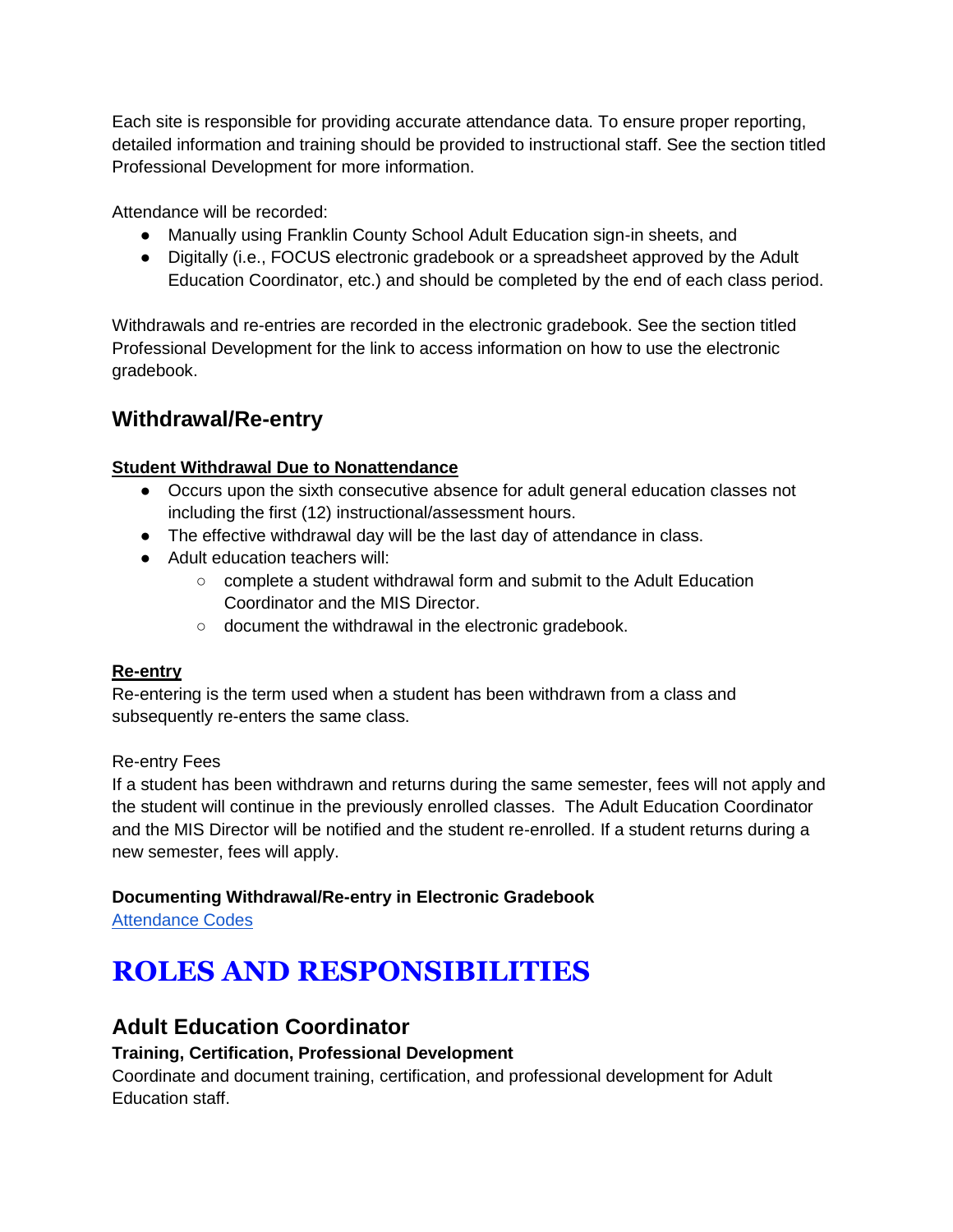Each site is responsible for providing accurate attendance data. To ensure proper reporting, detailed information and training should be provided to instructional staff. See the section titled Professional Development for more information.

Attendance will be recorded:

- Manually using Franklin County School Adult Education sign-in sheets, and
- Digitally (i.e., FOCUS electronic gradebook or a spreadsheet approved by the Adult Education Coordinator, etc.) and should be completed by the end of each class period.

Withdrawals and re-entries are recorded in the electronic gradebook. See the section titled Professional Development for the link to access information on how to use the electronic gradebook.

## Withdrawal/Re-entry

**Student Withdrawal Due to Nonattendance**

- Occurs upon the sixth consecutive absence for adult general education classes not including the first (12) instructional/assessment hours.
- The effective withdrawal day will be the last day of attendance in class.
- Adult education teachers will:
  - complete a student withdrawal form and submit to the Adult Education Coordinator and the MIS Director.
  - document the withdrawal in the electronic gradebook.

**Re-entry**

Re-entering is the term used when a student has been withdrawn from a class and subsequently re-enters the same class.

Re-entry Fees

If a student has been withdrawn and returns during the same semester, fees will not apply and the student will continue in the previously enrolled classes. The Adult Education Coordinator and the MIS Director will be notified and the student re-enrolled. If a student returns during a new semester, fees will apply.

**Documenting Withdrawal/Re-entry in Electronic Gradebook**

Attendance Codes

# ROLES AND RESPONSIBILITIES

## Adult Education Coordinator

**Training, Certification, Professional Development**

Coordinate and document training, certification, and professional development for Adult Education staff.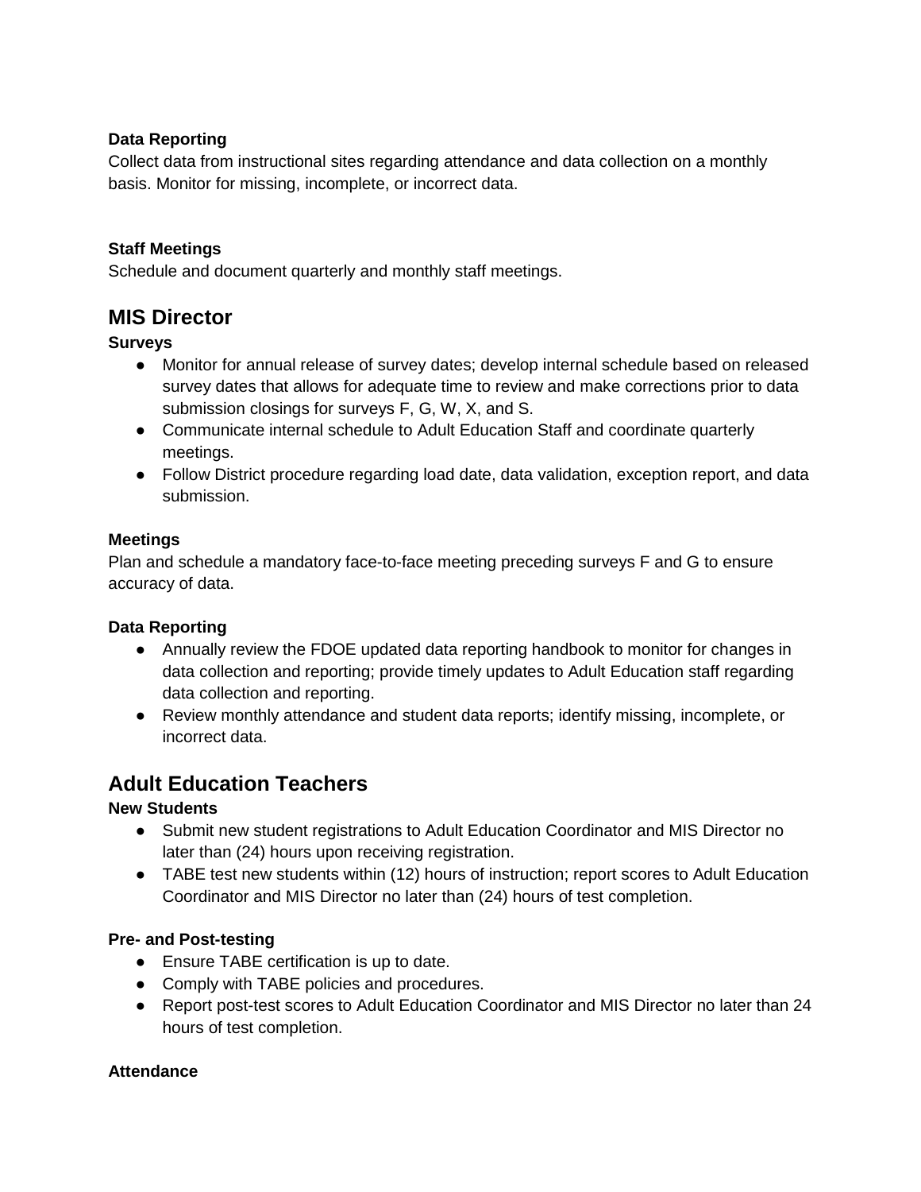#### Data Reporting

Collect data from instructional sites regarding attendance and data collection on a monthly basis. Monitor for missing, incomplete, or incorrect data.

#### Staff Meetings

Schedule and document quarterly and monthly staff meetings.

## MIS Director

#### Surveys

- Monitor for annual release of survey dates; develop internal schedule based on released survey dates that allows for adequate time to review and make corrections prior to data submission closings for surveys F, G, W, X, and S.
- Communicate internal schedule to Adult Education Staff and coordinate quarterly meetings.
- Follow District procedure regarding load date, data validation, exception report, and data submission.

#### Meetings

Plan and schedule a mandatory face-to-face meeting preceding surveys F and G to ensure accuracy of data.

#### Data Reporting

- Annually review the FDOE updated data reporting handbook to monitor for changes in data collection and reporting; provide timely updates to Adult Education staff regarding data collection and reporting.
- Review monthly attendance and student data reports; identify missing, incomplete, or incorrect data.

## Adult Education Teachers

#### New Students

- Submit new student registrations to Adult Education Coordinator and MIS Director no later than (24) hours upon receiving registration.
- TABE test new students within (12) hours of instruction; report scores to Adult Education Coordinator and MIS Director no later than (24) hours of test completion.

#### Pre- and Post-testing

- Ensure TABE certification is up to date.
- Comply with TABE policies and procedures.
- Report post-test scores to Adult Education Coordinator and MIS Director no later than 24 hours of test completion.

#### Attendance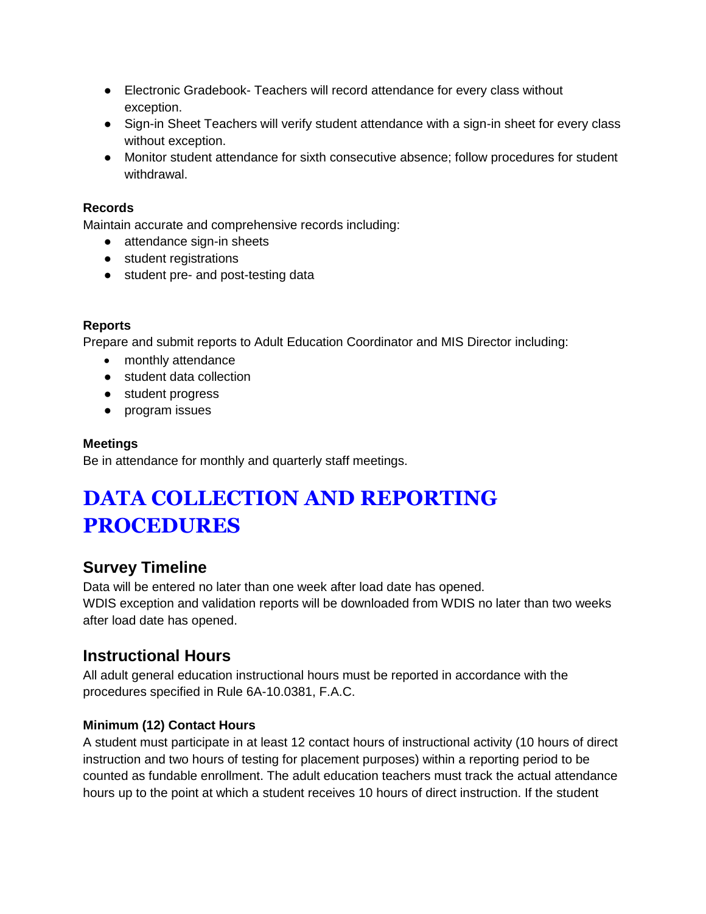- Electronic Gradebook- Teachers will record attendance for every class without exception.
- Sign-in Sheet Teachers will verify student attendance with a sign-in sheet for every class without exception.
- Monitor student attendance for sixth consecutive absence; follow procedures for student withdrawal.

**Records**

Maintain accurate and comprehensive records including:

- attendance sign-in sheets
- student registrations
- student pre- and post-testing data

**Reports**

Prepare and submit reports to Adult Education Coordinator and MIS Director including:

- monthly attendance
- student data collection
- student progress
- program issues

**Meetings**

Be in attendance for monthly and quarterly staff meetings.

# DATA COLLECTION AND REPORTING PROCEDURES

## Survey Timeline

Data will be entered no later than one week after load date has opened.
WDIS exception and validation reports will be downloaded from WDIS no later than two weeks after load date has opened.

## Instructional Hours

All adult general education instructional hours must be reported in accordance with the procedures specified in Rule 6A-10.0381, F.A.C.

**Minimum (12) Contact Hours**

A student must participate in at least 12 contact hours of instructional activity (10 hours of direct instruction and two hours of testing for placement purposes) within a reporting period to be counted as fundable enrollment. The adult education teachers must track the actual attendance hours up to the point at which a student receives 10 hours of direct instruction. If the student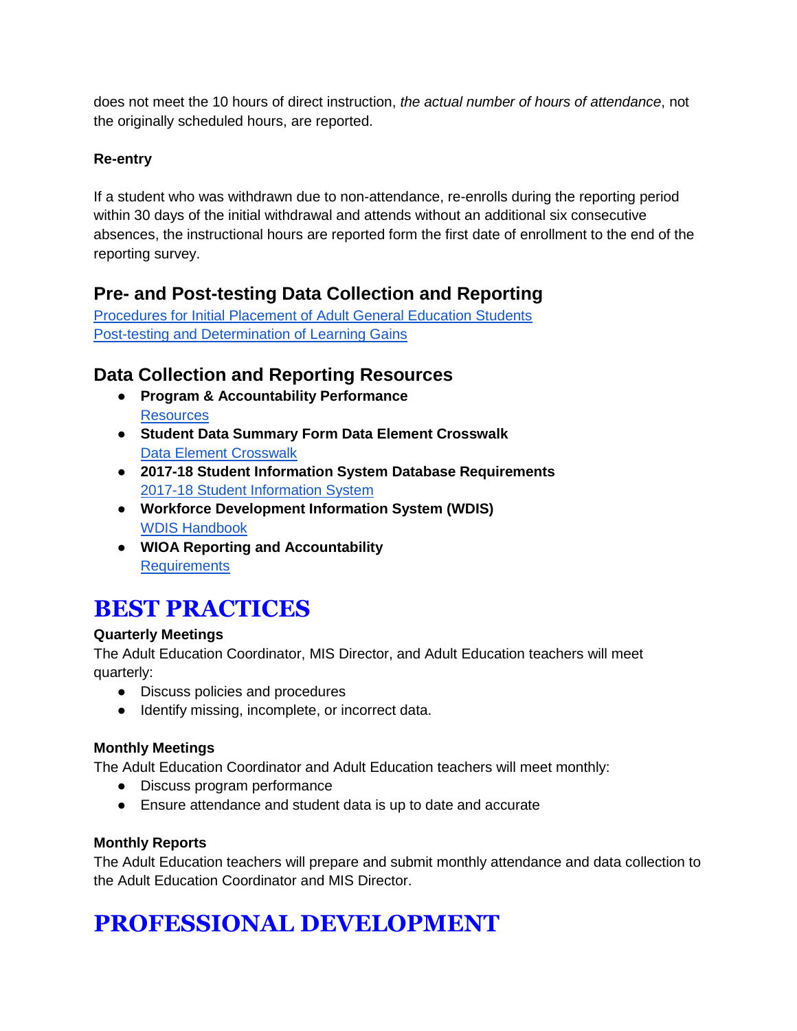does not meet the 10 hours of direct instruction, *the actual number of hours of attendance*, not the originally scheduled hours, are reported.

**Re-entry**

If a student who was withdrawn due to non-attendance, re-enrolls during the reporting period within 30 days of the initial withdrawal and attends without an additional six consecutive absences, the instructional hours are reported form the first date of enrollment to the end of the reporting survey.

## Pre- and Post-testing Data Collection and Reporting

Procedures for Initial Placement of Adult General Education Students
Post-testing and Determination of Learning Gains

## Data Collection and Reporting Resources

- **Program & Accountability Performance**
  Resources
- **Student Data Summary Form Data Element Crosswalk**
  Data Element Crosswalk
- **2017-18 Student Information System Database Requirements**
  2017-18 Student Information System
- **Workforce Development Information System (WDIS)**
  WDIS Handbook
- **WIOA Reporting and Accountability**
  Requirements

# BEST PRACTICES

**Quarterly Meetings**
The Adult Education Coordinator, MIS Director, and Adult Education teachers will meet quarterly:

- Discuss policies and procedures
- Identify missing, incomplete, or incorrect data.

**Monthly Meetings**
The Adult Education Coordinator and Adult Education teachers will meet monthly:

- Discuss program performance
- Ensure attendance and student data is up to date and accurate

**Monthly Reports**
The Adult Education teachers will prepare and submit monthly attendance and data collection to the Adult Education Coordinator and MIS Director.

# PROFESSIONAL DEVELOPMENT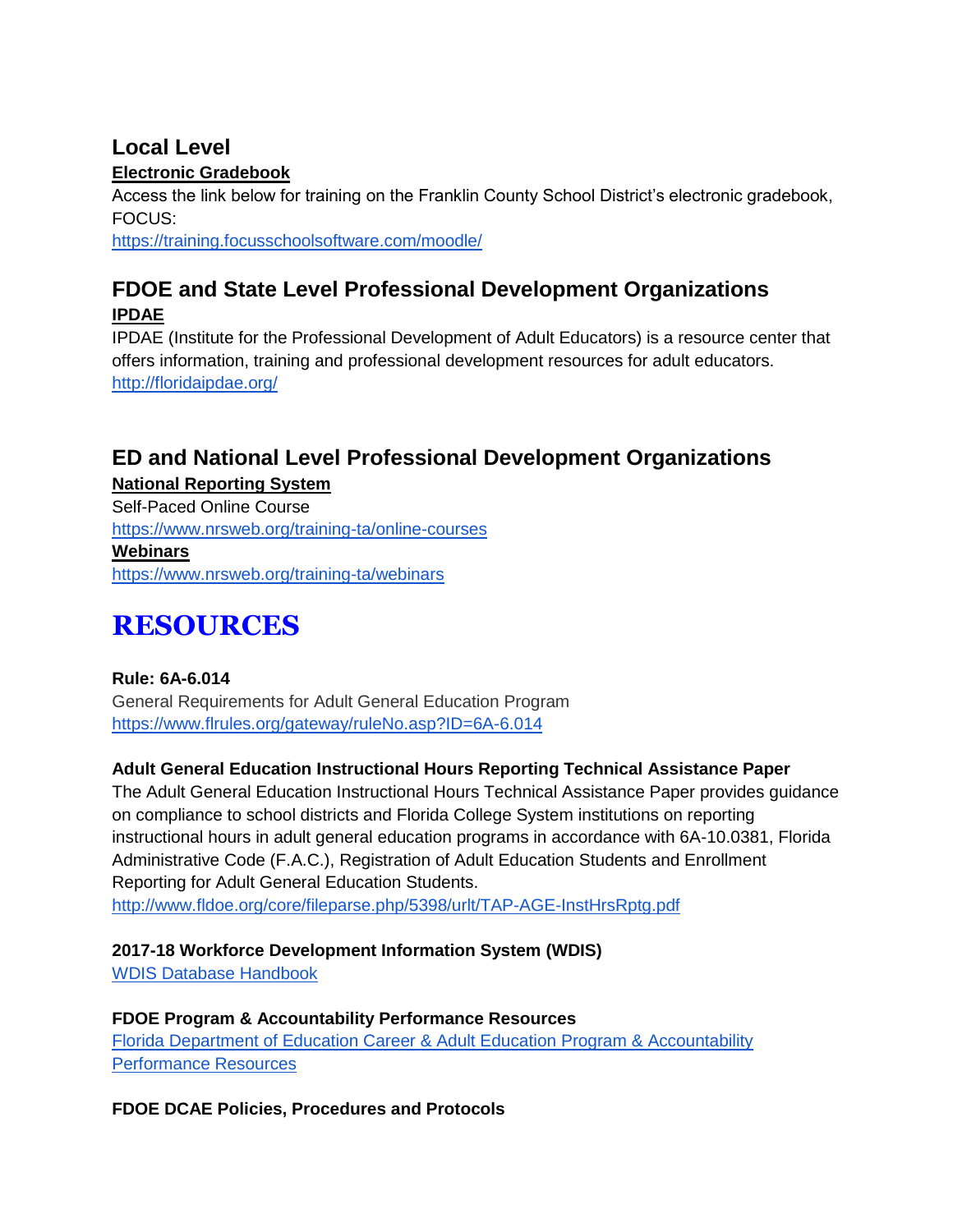## Local Level

**Electronic Gradebook**

Access the link below for training on the Franklin County School District's electronic gradebook, FOCUS:

https://training.focusschoolsoftware.com/moodle/

## FDOE and State Level Professional Development Organizations

**IPDAE**

IPDAE (Institute for the Professional Development of Adult Educators) is a resource center that offers information, training and professional development resources for adult educators.

http://floridaipdae.org/

## ED and National Level Professional Development Organizations

**National Reporting System**

Self-Paced Online Course

https://www.nrsweb.org/training-ta/online-courses

**Webinars**

https://www.nrsweb.org/training-ta/webinars

# RESOURCES

**Rule: 6A-6.014**

General Requirements for Adult General Education Program

https://www.flrules.org/gateway/ruleNo.asp?ID=6A-6.014

**Adult General Education Instructional Hours Reporting Technical Assistance Paper**

The Adult General Education Instructional Hours Technical Assistance Paper provides guidance on compliance to school districts and Florida College System institutions on reporting instructional hours in adult general education programs in accordance with 6A-10.0381, Florida Administrative Code (F.A.C.), Registration of Adult Education Students and Enrollment Reporting for Adult General Education Students.

http://www.fldoe.org/core/fileparse.php/5398/urlt/TAP-AGE-InstHrsRptg.pdf

**2017-18 Workforce Development Information System (WDIS)**

WDIS Database Handbook

**FDOE Program & Accountability Performance Resources**

Florida Department of Education Career & Adult Education Program & Accountability Performance Resources

**FDOE DCAE Policies, Procedures and Protocols**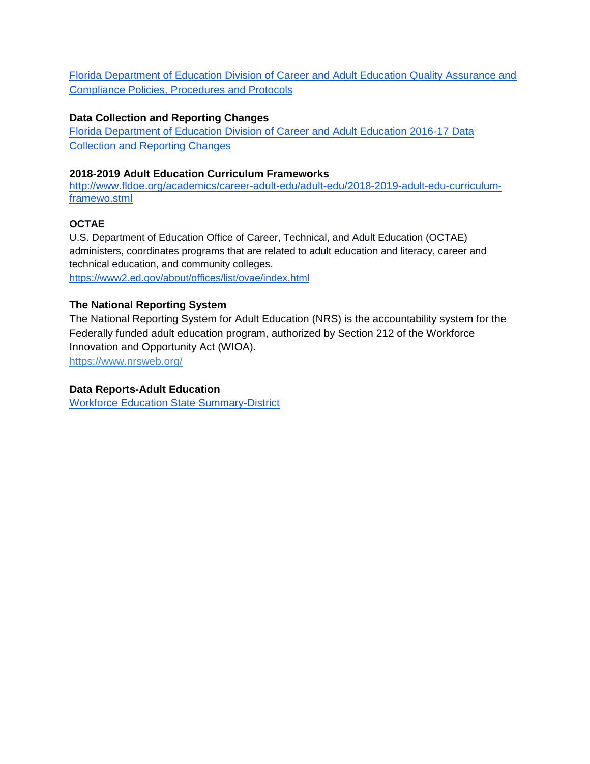Florida Department of Education Division of Career and Adult Education Quality Assurance and Compliance Policies, Procedures and Protocols

**Data Collection and Reporting Changes**

Florida Department of Education Division of Career and Adult Education 2016-17 Data Collection and Reporting Changes

**2018-2019 Adult Education Curriculum Frameworks**

http://www.fldoe.org/academics/career-adult-edu/adult-edu/2018-2019-adult-edu-curriculum-framewo.stml

**OCTAE**

U.S. Department of Education Office of Career, Technical, and Adult Education (OCTAE) administers, coordinates programs that are related to adult education and literacy, career and technical education, and community colleges.

https://www2.ed.gov/about/offices/list/ovae/index.html

**The National Reporting System**

The National Reporting System for Adult Education (NRS) is the accountability system for the Federally funded adult education program, authorized by Section 212 of the Workforce Innovation and Opportunity Act (WIOA).

https://www.nrsweb.org/

**Data Reports-Adult Education**

Workforce Education State Summary-District